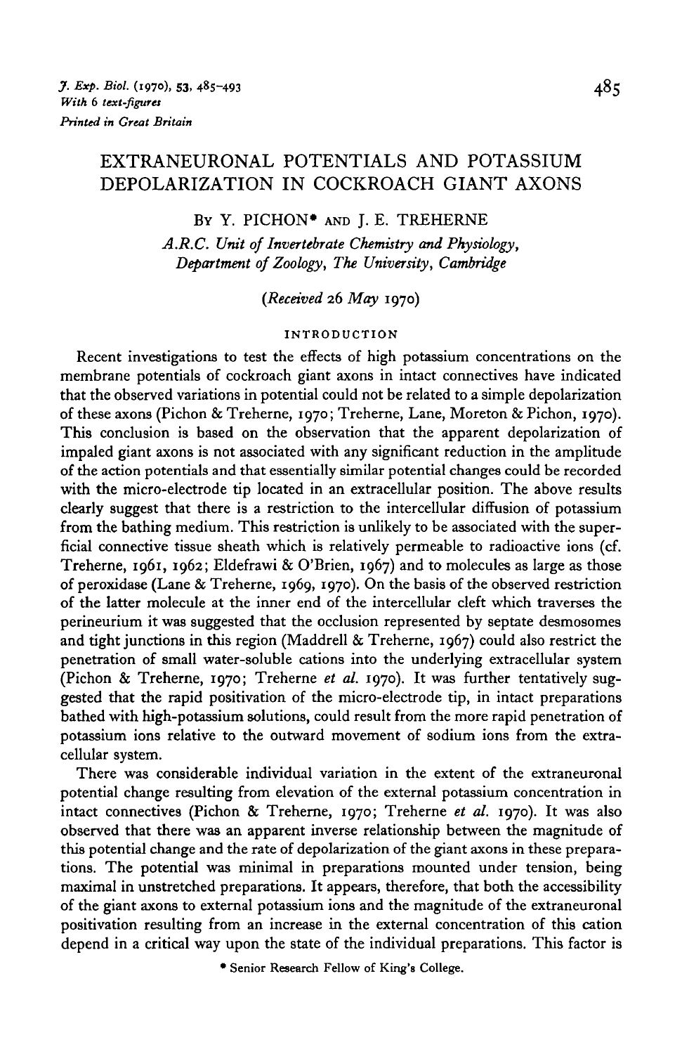# EXTRANEURONAL POTENTIALS AND POTASSIUM DEPOLARIZATION IN COCKROACH GIANT AXONS

By Y. PICHON* and J. E. TREHERNE

*A.R.C. Unit of Invertebrate Chemistry and Physiology, Department of Zoology, The University, Cambridge*

*(Received 26 May 1970)*

## INTRODUCTION

Recent investigations to test the effects of high potassium concentrations on the membrane potentials of cockroach giant axons in intact connectives have indicated that the observed variations in potential could not be related to a simple depolarization of these axons (Pichon & Treherne, 1970; Treherne, Lane, Moreton & Pichon, 1970). This conclusion is based on the observation that the apparent depolarization of impaled giant axons is not associated with any significant reduction in the amplitude of the action potentials and that essentially similar potential changes could be recorded with the micro-electrode tip located in an extracellular position. The above results clearly suggest that there is a restriction to the intercellular diffusion of potassium from the bathing medium. This restriction is unlikely to be associated with the superficial connective tissue sheath which is relatively permeable to radioactive ions (cf. Treherne, 1961, 1962; Eldefrawi & O'Brien, 1967) and to molecules as large as those of peroxidase (Lane & Treherne, 1969, 1970). On the basis of the observed restriction of the latter molecule at the inner end of the intercellular cleft which traverses the perineurium it was suggested that the occlusion represented by septate desmosomes and tight junctions in this region (Maddrell & Treherne, 1967) could also restrict the penetration of small water-soluble cations into the underlying extracellular system (Pichon & Treherne, 1970; Treherne *et al.* 1970). It was further tentatively suggested that the rapid positivation of the micro-electrode tip, in intact preparations bathed with high-potassium solutions, could result from the more rapid penetration of potassium ions relative to the outward movement of sodium ions from the extracellular system.

There was considerable individual variation in the extent of the extraneuronal potential change resulting from elevation of the external potassium concentration in intact connectives (Pichon & Treherne, 1970; Treherne *et al.* 1970). It was also observed that there was an apparent inverse relationship between the magnitude of this potential change and the rate of depolarization of the giant axons in these preparations. The potential was minimal in preparations mounted under tension, being maximal in unstretched preparations. It appears, therefore, that both the accessibility of the giant axons to external potassium ions and the magnitude of the extraneuronal positivation resulting from an increase in the external concentration of this cation depend in a critical way upon the state of the individual preparations. This factor is

* Senior Research Fellow of King's College.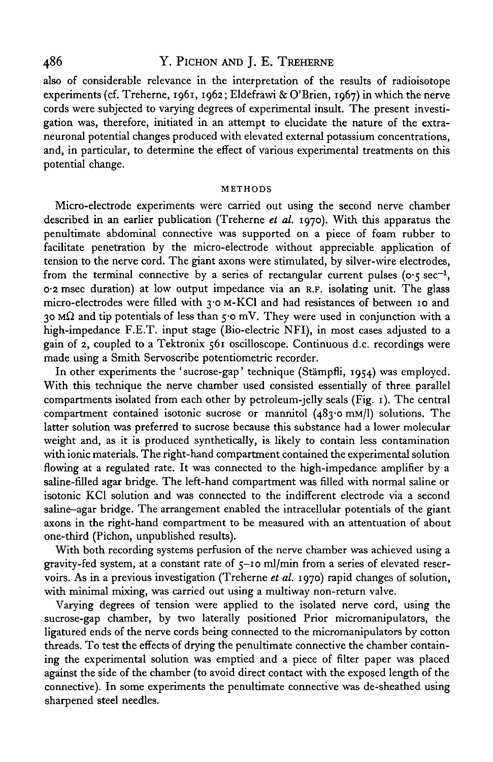also of considerable relevance in the interpretation of the results of radioisotope experiments (cf. Treherne, 1961, 1962; Eldefrawi & O'Brien, 1967) in which the nerve cords were subjected to varying degrees of experimental insult. The present investigation was, therefore, initiated in an attempt to elucidate the nature of the extraneuronal potential changes produced with elevated external potassium concentrations, and, in particular, to determine the effect of various experimental treatments on this potential change.

## METHODS

Micro-electrode experiments were carried out using the second nerve chamber described in an earlier publication (Treherne *et al.* 1970). With this apparatus the penultimate abdominal connective was supported on a piece of foam rubber to facilitate penetration by the micro-electrode without appreciable application of tension to the nerve cord. The giant axons were stimulated, by silver-wire electrodes, from the terminal connective by a series of rectangular current pulses (0·5 $sec^{-1}$, 0·2 msec duration) at low output impedance via an R.F. isolating unit. The glass micro-electrodes were filled with 3·0 M-KCl and had resistances of between 10 and 30 MΩ and tip potentials of less than 5·0 mV. They were used in conjunction with a high-impedance F.E.T. input stage (Bio-electric NFI), in most cases adjusted to a gain of 2, coupled to a Tektronix 561 oscilloscope. Continuous d.c. recordings were made using a Smith Servoscribe potentiometric recorder.

In other experiments the 'sucrose-gap' technique (Stämpfli, 1954) was employed. With this technique the nerve chamber used consisted essentially of three parallel compartments isolated from each other by petroleum-jelly seals (Fig. 1). The central compartment contained isotonic sucrose or mannitol (483·0 mM/l) solutions. The latter solution was preferred to sucrose because this substance had a lower molecular weight and, as it is produced synthetically, is likely to contain less contamination with ionic materials. The right-hand compartment contained the experimental solution flowing at a regulated rate. It was connected to the high-impedance amplifier by a saline-filled agar bridge. The left-hand compartment was filled with normal saline or isotonic KCl solution and was connected to the indifferent electrode via a second saline–agar bridge. The arrangement enabled the intracellular potentials of the giant axons in the right-hand compartment to be measured with an attentuation of about one-third (Pichon, unpublished results).

With both recording systems perfusion of the nerve chamber was achieved using a gravity-fed system, at a constant rate of 5–10 ml/min from a series of elevated reservoirs. As in a previous investigation (Treherne *et al.* 1970) rapid changes of solution, with minimal mixing, was carried out using a multiway non-return valve.

Varying degrees of tension were applied to the isolated nerve cord, using the sucrose-gap chamber, by two laterally positioned Prior micromanipulators, the ligatured ends of the nerve cords being connected to the micromanipulators by cotton threads. To test the effects of drying the penultimate connective the chamber containing the experimental solution was emptied and a piece of filter paper was placed against the side of the chamber (to avoid direct contact with the exposed length of the connective). In some experiments the penultimate connective was de-sheathed using sharpened steel needles.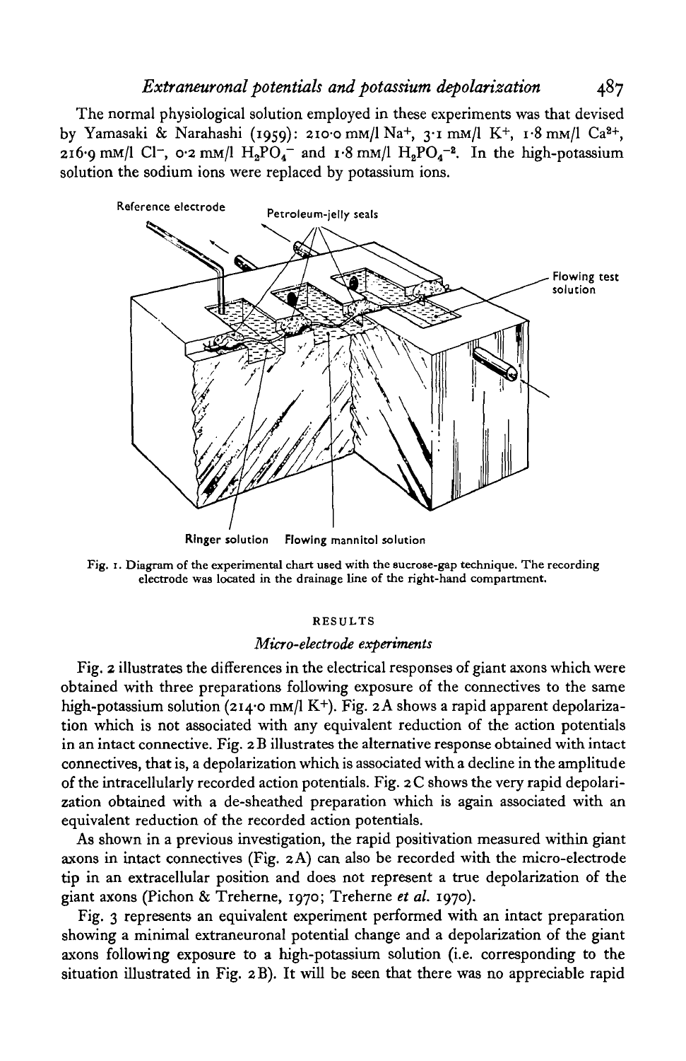The normal physiological solution employed in these experiments was that devised by Yamasaki & Narahashi (1959): 210·0 mM/l $Na^+$, 3·1 mM/l $K^+$, 1·8 mM/l $Ca^{2+}$, 216·9 mM/l $Cl^-$, 0·2 mM/l $H_2PO_4^-$ and 1·8 mM/l $H_2PO_4^{-2}$. In the high-potassium solution the sodium ions were replaced by potassium ions.

Fig. 1. Diagram of the experimental chart used with the sucrose-gap technique. The recording electrode was located in the drainage line of the right-hand compartment.

## RESULTS

### *Micro-electrode experiments*

Fig. 2 illustrates the differences in the electrical responses of giant axons which were obtained with three preparations following exposure of the connectives to the same high-potassium solution (214·0 mM/l $K^+$). Fig. 2A shows a rapid apparent depolarization which is not associated with any equivalent reduction of the action potentials in an intact connective. Fig. 2B illustrates the alternative response obtained with intact connectives, that is, a depolarization which is associated with a decline in the amplitude of the intracellularly recorded action potentials. Fig. 2C shows the very rapid depolarization obtained with a de-sheathed preparation which is again associated with an equivalent reduction of the recorded action potentials.

As shown in a previous investigation, the rapid positivation measured within giant axons in intact connectives (Fig. 2A) can also be recorded with the micro-electrode tip in an extracellular position and does not represent a true depolarization of the giant axons (Pichon & Treherne, 1970; Treherne *et al.* 1970).

Fig. 3 represents an equivalent experiment performed with an intact preparation showing a minimal extraneuronal potential change and a depolarization of the giant axons following exposure to a high-potassium solution (i.e. corresponding to the situation illustrated in Fig. 2B). It will be seen that there was no appreciable rapid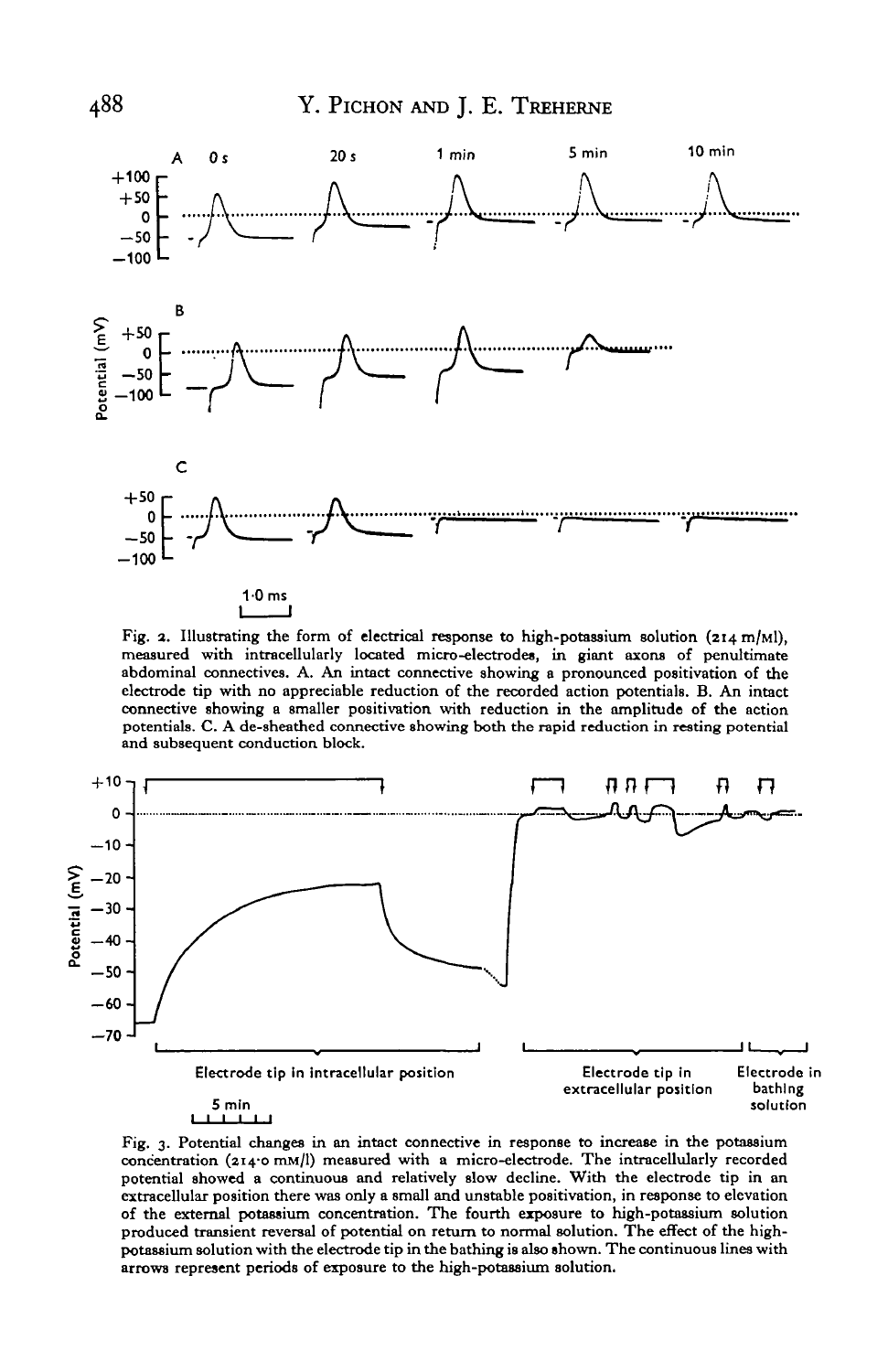Fig. 2. Illustrating the form of electrical response to high-potassium solution (214 m/Ml), measured with intracellularly located micro-electrodes, in giant axons of penultimate abdominal connectives. A. An intact connective showing a pronounced positivation of the electrode tip with no appreciable reduction of the recorded action potentials. B. An intact connective showing a smaller positivation with reduction in the amplitude of the action potentials. C. A de-sheathed connective showing both the rapid reduction in resting potential and subsequent conduction block.

Fig. 3. Potential changes in an intact connective in response to increase in the potassium concentration (214·0 mM/l) measured with a micro-electrode. The intracellularly recorded potential showed a continuous and relatively slow decline. With the electrode tip in an extracellular position there was only a small and unstable positivation, in response to elevation of the external potassium concentration. The fourth exposure to high-potassium solution produced transient reversal of potential on return to normal solution. The effect of the high-potassium solution with the electrode tip in the bathing is also shown. The continuous lines with arrows represent periods of exposure to the high-potassium solution.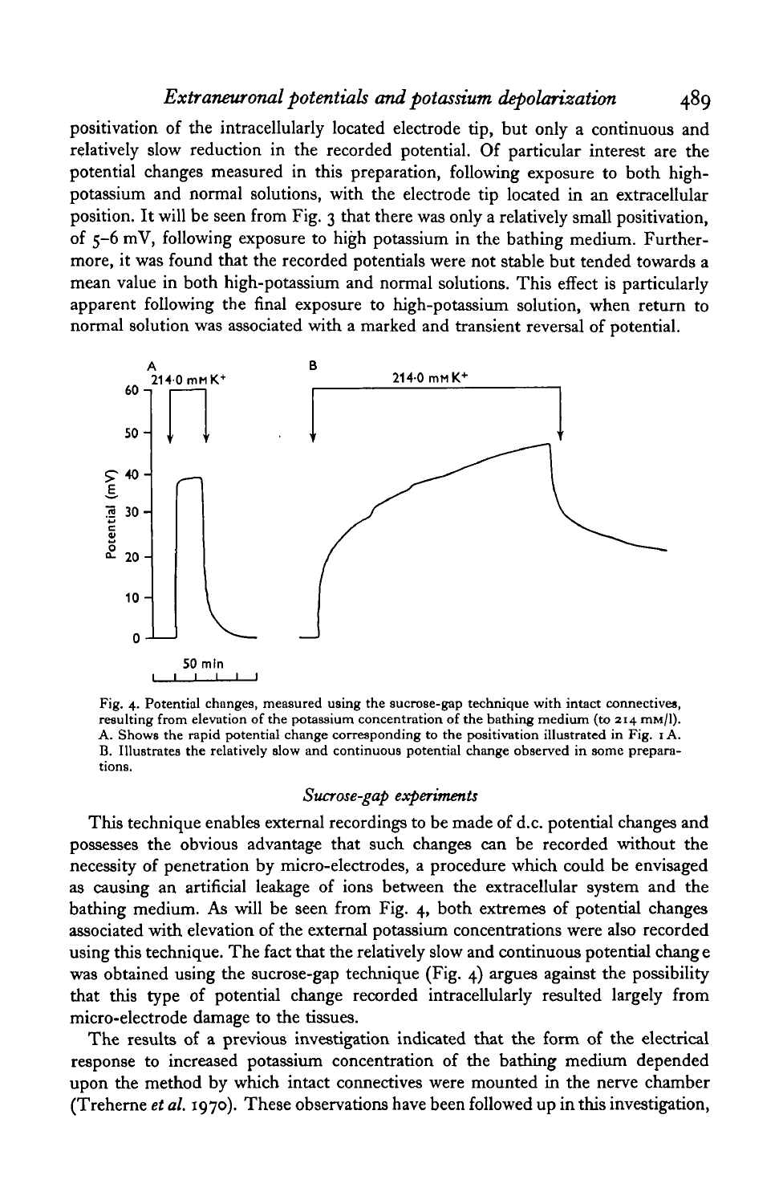positivation of the intracellularly located electrode tip, but only a continuous and relatively slow reduction in the recorded potential. Of particular interest are the potential changes measured in this preparation, following exposure to both high-potassium and normal solutions, with the electrode tip located in an extracellular position. It will be seen from Fig. 3 that there was only a relatively small positivation, of 5–6 mV, following exposure to high potassium in the bathing medium. Furthermore, it was found that the recorded potentials were not stable but tended towards a mean value in both high-potassium and normal solutions. This effect is particularly apparent following the final exposure to high-potassium solution, when return to normal solution was associated with a marked and transient reversal of potential.

Fig. 4. Potential changes, measured using the sucrose-gap technique with intact connectives, resulting from elevation of the potassium concentration of the bathing medium (to 214 mM/l). A. Shows the rapid potential change corresponding to the positivation illustrated in Fig. 1A. B. Illustrates the relatively slow and continuous potential change observed in some preparations.

### *Sucrose-gap experiments*

This technique enables external recordings to be made of d.c. potential changes and possesses the obvious advantage that such changes can be recorded without the necessity of penetration by micro-electrodes, a procedure which could be envisaged as causing an artificial leakage of ions between the extracellular system and the bathing medium. As will be seen from Fig. 4, both extremes of potential changes associated with elevation of the external potassium concentrations were also recorded using this technique. The fact that the relatively slow and continuous potential change was obtained using the sucrose-gap technique (Fig. 4) argues against the possibility that this type of potential change recorded intracellularly resulted largely from micro-electrode damage to the tissues.

The results of a previous investigation indicated that the form of the electrical response to increased potassium concentration of the bathing medium depended upon the method by which intact connectives were mounted in the nerve chamber (Treherne *et al.* 1970). These observations have been followed up in this investigation,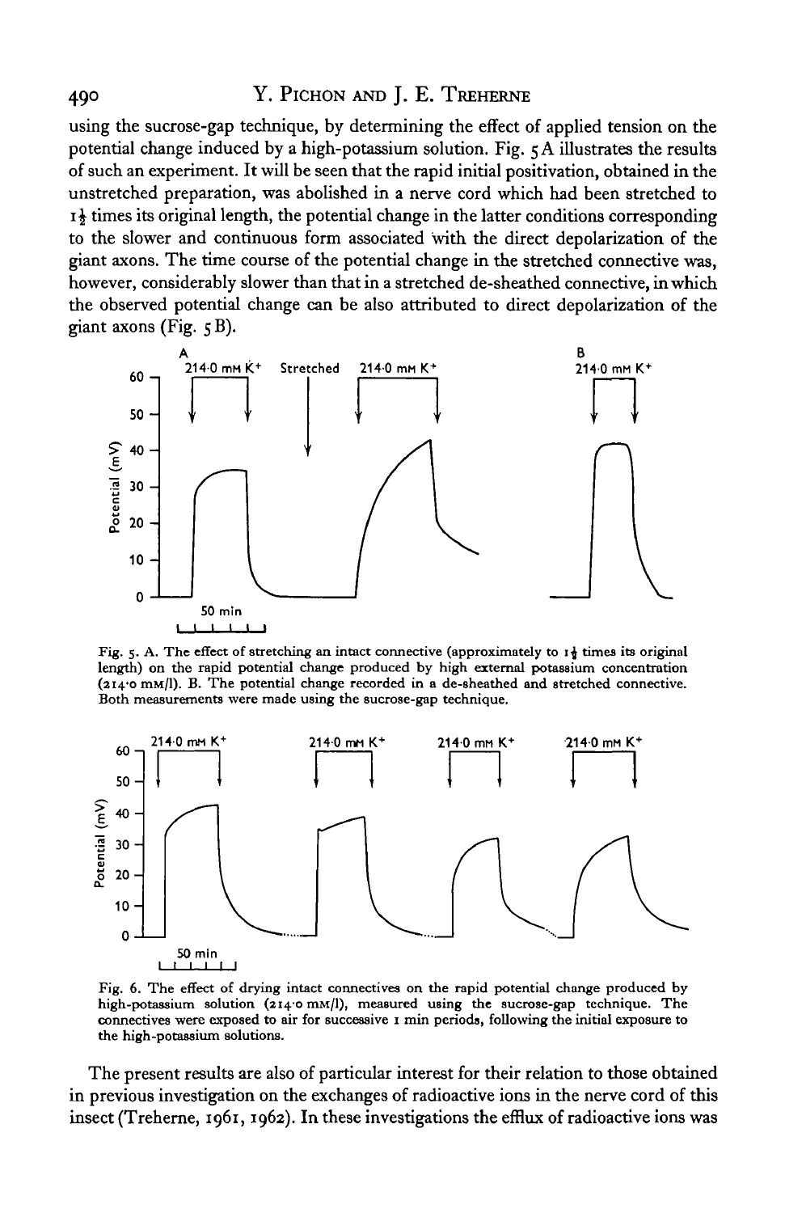using the sucrose-gap technique, by determining the effect of applied tension on the potential change induced by a high-potassium solution. Fig. 5A illustrates the results of such an experiment. It will be seen that the rapid initial positivation, obtained in the unstretched preparation, was abolished in a nerve cord which had been stretched to 1½ times its original length, the potential change in the latter conditions corresponding to the slower and continuous form associated with the direct depolarization of the giant axons. The time course of the potential change in the stretched connective was, however, considerably slower than that in a stretched de-sheathed connective, in which the observed potential change can be also attributed to direct depolarization of the giant axons (Fig. 5B).

Fig. 5. A. The effect of stretching an intact connective (approximately to 1½ times its original length) on the rapid potential change produced by high external potassium concentration (214·0 mM/l). B. The potential change recorded in a de-sheathed and stretched connective. Both measurements were made using the sucrose-gap technique.

Fig. 6. The effect of drying intact connectives on the rapid potential change produced by high-potassium solution (214·0 mM/l), measured using the sucrose-gap technique. The connectives were exposed to air for successive 1 min periods, following the initial exposure to the high-potassium solutions.

The present results are also of particular interest for their relation to those obtained in previous investigation on the exchanges of radioactive ions in the nerve cord of this insect (Treherne, 1961, 1962). In these investigations the efflux of radioactive ions was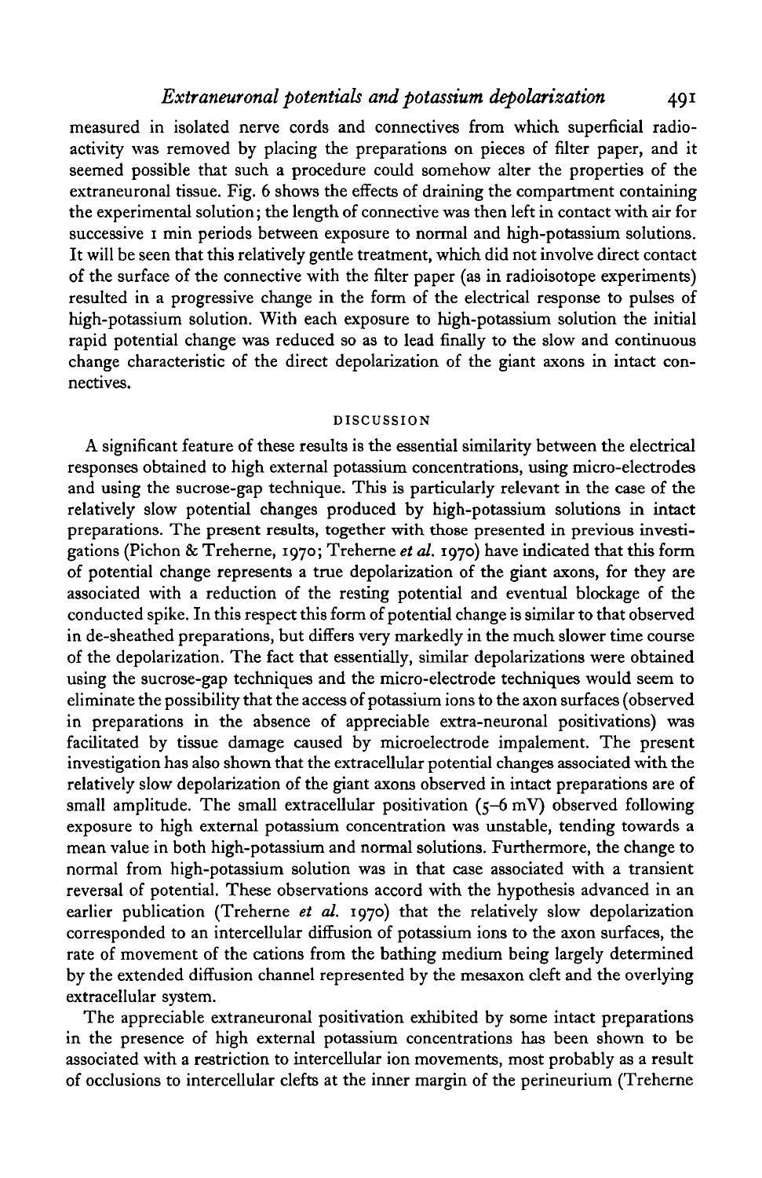measured in isolated nerve cords and connectives from which superficial radioactivity was removed by placing the preparations on pieces of filter paper, and it seemed possible that such a procedure could somehow alter the properties of the extraneuronal tissue. Fig. 6 shows the effects of draining the compartment containing the experimental solution; the length of connective was then left in contact with air for successive 1 min periods between exposure to normal and high-potassium solutions. It will be seen that this relatively gentle treatment, which did not involve direct contact of the surface of the connective with the filter paper (as in radioisotope experiments) resulted in a progressive change in the form of the electrical response to pulses of high-potassium solution. With each exposure to high-potassium solution the initial rapid potential change was reduced so as to lead finally to the slow and continuous change characteristic of the direct depolarization of the giant axons in intact connectives.

## DISCUSSION

A significant feature of these results is the essential similarity between the electrical responses obtained to high external potassium concentrations, using micro-electrodes and using the sucrose-gap technique. This is particularly relevant in the case of the relatively slow potential changes produced by high-potassium solutions in intact preparations. The present results, together with those presented in previous investigations (Pichon & Treherne, 1970; Treherne *et al.* 1970) have indicated that this form of potential change represents a true depolarization of the giant axons, for they are associated with a reduction of the resting potential and eventual blockage of the conducted spike. In this respect this form of potential change is similar to that observed in de-sheathed preparations, but differs very markedly in the much slower time course of the depolarization. The fact that essentially, similar depolarizations were obtained using the sucrose-gap techniques and the micro-electrode techniques would seem to eliminate the possibility that the access of potassium ions to the axon surfaces (observed in preparations in the absence of appreciable extra-neuronal positivations) was facilitated by tissue damage caused by microelectrode impalement. The present investigation has also shown that the extracellular potential changes associated with the relatively slow depolarization of the giant axons observed in intact preparations are of small amplitude. The small extracellular positivation (5–6 mV) observed following exposure to high external potassium concentration was unstable, tending towards a mean value in both high-potassium and normal solutions. Furthermore, the change to normal from high-potassium solution was in that case associated with a transient reversal of potential. These observations accord with the hypothesis advanced in an earlier publication (Treherne *et al.* 1970) that the relatively slow depolarization corresponded to an intercellular diffusion of potassium ions to the axon surfaces, the rate of movement of the cations from the bathing medium being largely determined by the extended diffusion channel represented by the mesaxon cleft and the overlying extracellular system.

The appreciable extraneuronal positivation exhibited by some intact preparations in the presence of high external potassium concentrations has been shown to be associated with a restriction to intercellular ion movements, most probably as a result of occlusions to intercellular clefts at the inner margin of the perineurium (Treherne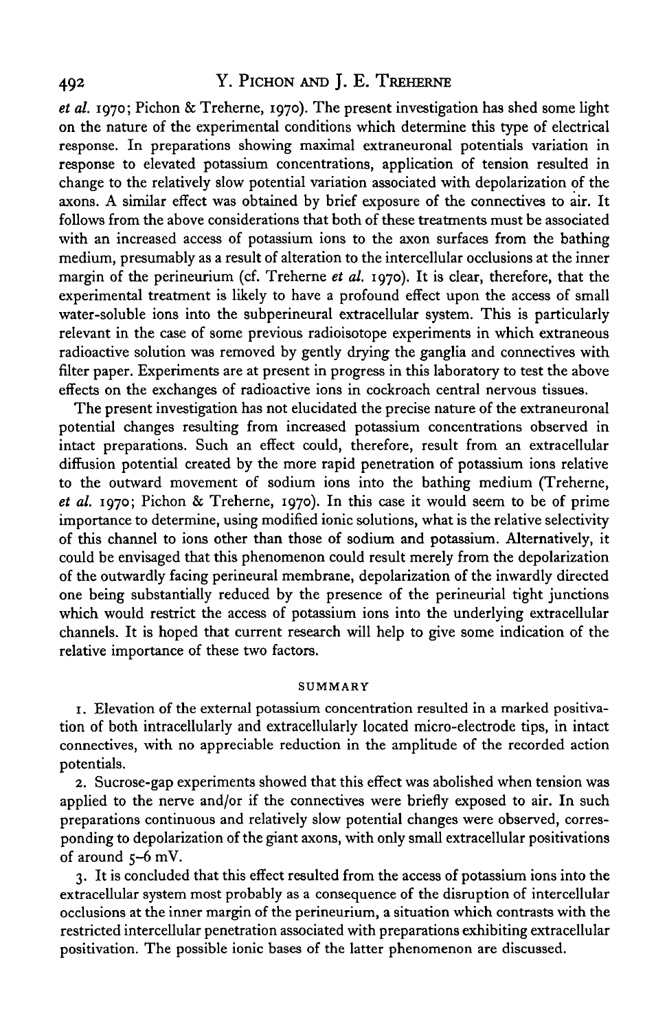*et al.* 1970; Pichon & Treherne, 1970). The present investigation has shed some light on the nature of the experimental conditions which determine this type of electrical response. In preparations showing maximal extraneuronal potentials variation in response to elevated potassium concentrations, application of tension resulted in change to the relatively slow potential variation associated with depolarization of the axons. A similar effect was obtained by brief exposure of the connectives to air. It follows from the above considerations that both of these treatments must be associated with an increased access of potassium ions to the axon surfaces from the bathing medium, presumably as a result of alteration to the intercellular occlusions at the inner margin of the perineurium (cf. Treherne *et al.* 1970). It is clear, therefore, that the experimental treatment is likely to have a profound effect upon the access of small water-soluble ions into the subperineural extracellular system. This is particularly relevant in the case of some previous radioisotope experiments in which extraneous radioactive solution was removed by gently drying the ganglia and connectives with filter paper. Experiments are at present in progress in this laboratory to test the above effects on the exchanges of radioactive ions in cockroach central nervous tissues.

The present investigation has not elucidated the precise nature of the extraneuronal potential changes resulting from increased potassium concentrations observed in intact preparations. Such an effect could, therefore, result from an extracellular diffusion potential created by the more rapid penetration of potassium ions relative to the outward movement of sodium ions into the bathing medium (Treherne, *et al.* 1970; Pichon & Treherne, 1970). In this case it would seem to be of prime importance to determine, using modified ionic solutions, what is the relative selectivity of this channel to ions other than those of sodium and potassium. Alternatively, it could be envisaged that this phenomenon could result merely from the depolarization of the outwardly facing perineural membrane, depolarization of the inwardly directed one being substantially reduced by the presence of the perineurial tight junctions which would restrict the access of potassium ions into the underlying extracellular channels. It is hoped that current research will help to give some indication of the relative importance of these two factors.

## SUMMARY

1. Elevation of the external potassium concentration resulted in a marked positivation of both intracellularly and extracellularly located micro-electrode tips, in intact connectives, with no appreciable reduction in the amplitude of the recorded action potentials.

2. Sucrose-gap experiments showed that this effect was abolished when tension was applied to the nerve and/or if the connectives were briefly exposed to air. In such preparations continuous and relatively slow potential changes were observed, corresponding to depolarization of the giant axons, with only small extracellular positivations of around 5–6 mV.

3. It is concluded that this effect resulted from the access of potassium ions into the extracellular system most probably as a consequence of the disruption of intercellular occlusions at the inner margin of the perineurium, a situation which contrasts with the restricted intercellular penetration associated with preparations exhibiting extracellular positivation. The possible ionic bases of the latter phenomenon are discussed.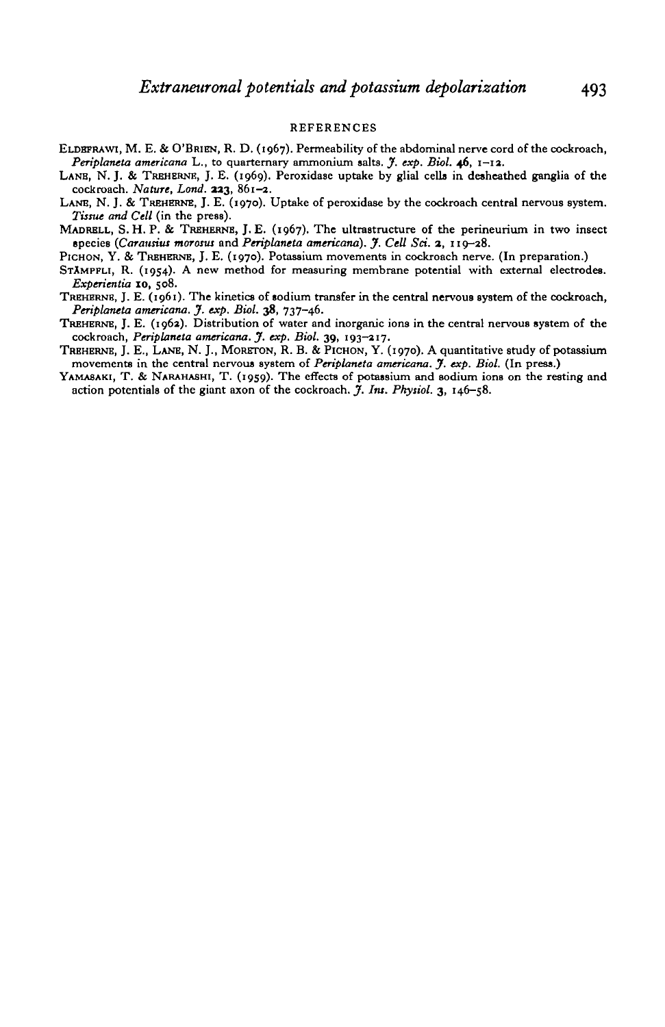## REFERENCES

Eldefrawi, M. E. & O'Brien, R. D. (1967). Permeability of the abdominal nerve cord of the cockroach, *Periplaneta americana* L., to quarternary ammonium salts. *J. exp. Biol.* **46**, 1–12.

Lane, N. J. & Treherne, J. E. (1969). Peroxidase uptake by glial cells in desheathed ganglia of the cockroach. *Nature, Lond.* **223**, 861–2.

Lane, N. J. & Treherne, J. E. (1970). Uptake of peroxidase by the cockroach central nervous system. *Tissue and Cell* (in the press).

Madrell, S. H. P. & Treherne, J. E. (1967). The ultrastructure of the perineurium in two insect species (*Carausius morosus* and *Periplaneta americana*). *J. Cell Sci.* **2**, 119–28.

Pichon, Y. & Treherne, J. E. (1970). Potassium movements in cockroach nerve. (In preparation.)

Stämpfli, R. (1954). A new method for measuring membrane potential with external electrodes. *Experientia* **10**, 508.

Treherne, J. E. (1961). The kinetics of sodium transfer in the central nervous system of the cockroach, *Periplaneta americana*. *J. exp. Biol.* **38**, 737–46.

Treherne, J. E. (1962). Distribution of water and inorganic ions in the central nervous system of the cockroach, *Periplaneta americana*. *J. exp. Biol.* **39**, 193–217.

Treherne, J. E., Lane, N. J., Moreton, R. B. & Pichon, Y. (1970). A quantitative study of potassium movements in the central nervous system of *Periplaneta americana*. *J. exp. Biol.* (In press.)

Yamasaki, T. & Narahashi, T. (1959). The effects of potassium and sodium ions on the resting and action potentials of the giant axon of the cockroach. *J. Ins. Physiol.* **3**, 146–58.